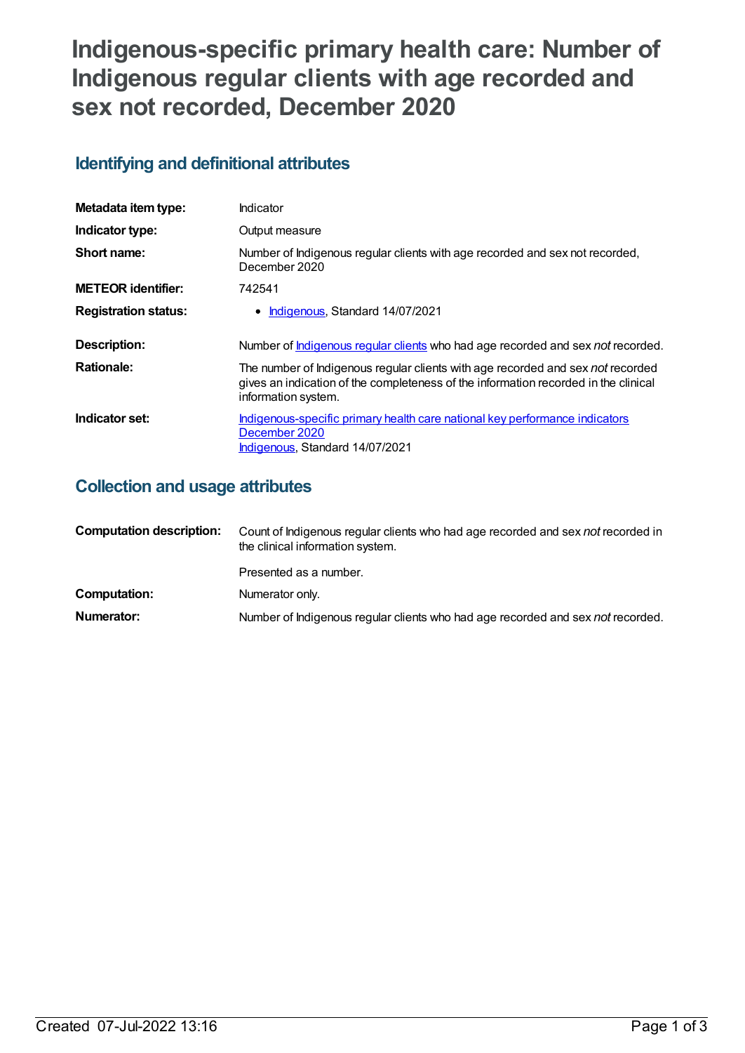# Indigenous-specific primary health care: Number of Indigenous regular clients with age recorded and sex not recorded, December 2020

## Identifying and definitional attributes

| | |
|---|---|
| **Metadata item type:** | Indicator |
| **Indicator type:** | Output measure |
| **Short name:** | Number of Indigenous regular clients with age recorded and sex not recorded, December 2020 |
| **METEOR identifier:** | 742541 |
| **Registration status:** | • Indigenous, Standard 14/07/2021 |
| **Description:** | Number of Indigenous regular clients who had age recorded and sex *not* recorded. |
| **Rationale:** | The number of Indigenous regular clients with age recorded and sex *not* recorded gives an indication of the completeness of the information recorded in the clinical information system. |
| **Indicator set:** | Indigenous-specific primary health care national key performance indicators December 2020<br>Indigenous, Standard 14/07/2021 |

## Collection and usage attributes

| | |
|---|---|
| **Computation description:** | Count of Indigenous regular clients who had age recorded and sex *not* recorded in the clinical information system.<br><br>Presented as a number. |
| **Computation:** | Numerator only. |
| **Numerator:** | Number of Indigenous regular clients who had age recorded and sex *not* recorded. |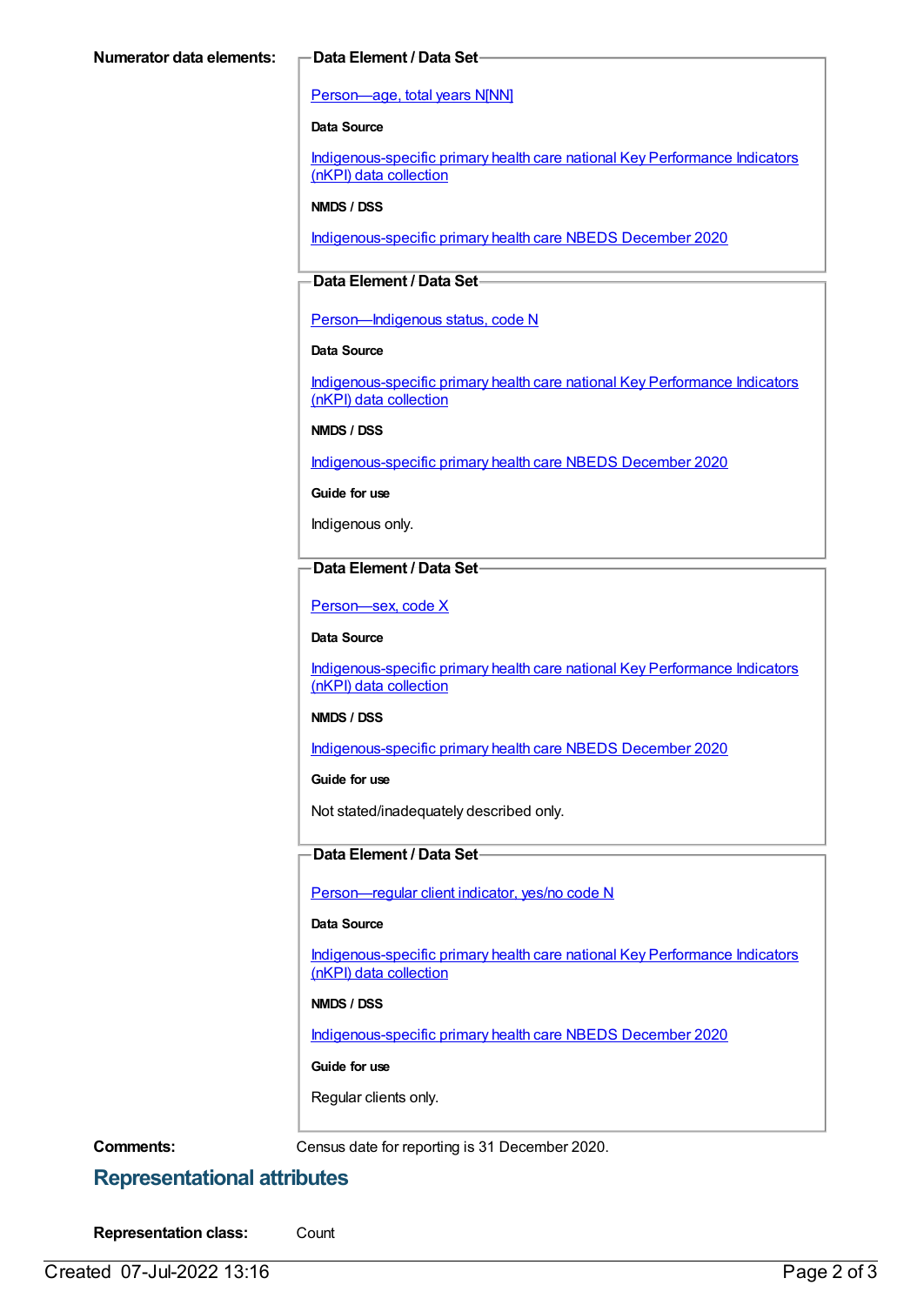**Numerator data elements:**

**Data Element / Data Set**

Person—age, total years N[NN]

**Data Source**

Indigenous-specific primary health care national Key Performance Indicators (nKPI) data collection

**NMDS / DSS**

Indigenous-specific primary health care NBEDS December 2020

**Data Element / Data Set**

Person—Indigenous status, code N

**Data Source**

Indigenous-specific primary health care national Key Performance Indicators (nKPI) data collection

**NMDS / DSS**

Indigenous-specific primary health care NBEDS December 2020

**Guide for use**

Indigenous only.

**Data Element / Data Set**

Person—sex, code X

**Data Source**

Indigenous-specific primary health care national Key Performance Indicators (nKPI) data collection

**NMDS / DSS**

Indigenous-specific primary health care NBEDS December 2020

**Guide for use**

Not stated/inadequately described only.

**Data Element / Data Set**

Person—regular client indicator, yes/no code N

**Data Source**

Indigenous-specific primary health care national Key Performance Indicators (nKPI) data collection

**NMDS / DSS**

Indigenous-specific primary health care NBEDS December 2020

**Guide for use**

Regular clients only.

**Comments:** Census date for reporting is 31 December 2020.

## Representational attributes

**Representation class:** Count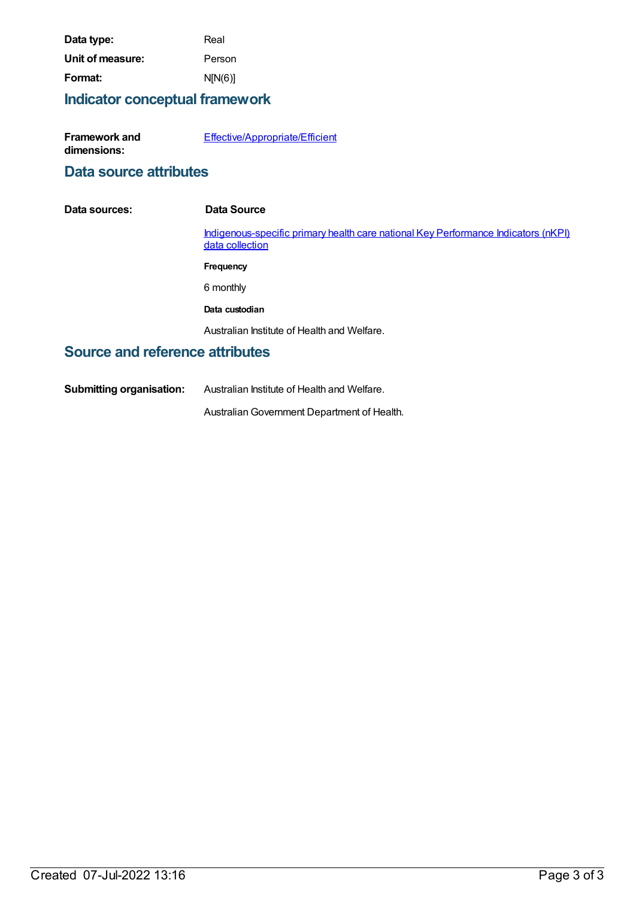**Data type:** Real

**Unit of measure:** Person

**Format:** N[N(6)]

## Indicator conceptual framework

**Framework and dimensions:** Effective/Appropriate/Efficient

## Data source attributes

**Data sources:**

**Data Source**

Indigenous-specific primary health care national Key Performance Indicators (nKPI) data collection

**Frequency**

6 monthly

**Data custodian**

Australian Institute of Health and Welfare.

## Source and reference attributes

**Submitting organisation:** Australian Institute of Health and Welfare.

Australian Government Department of Health.